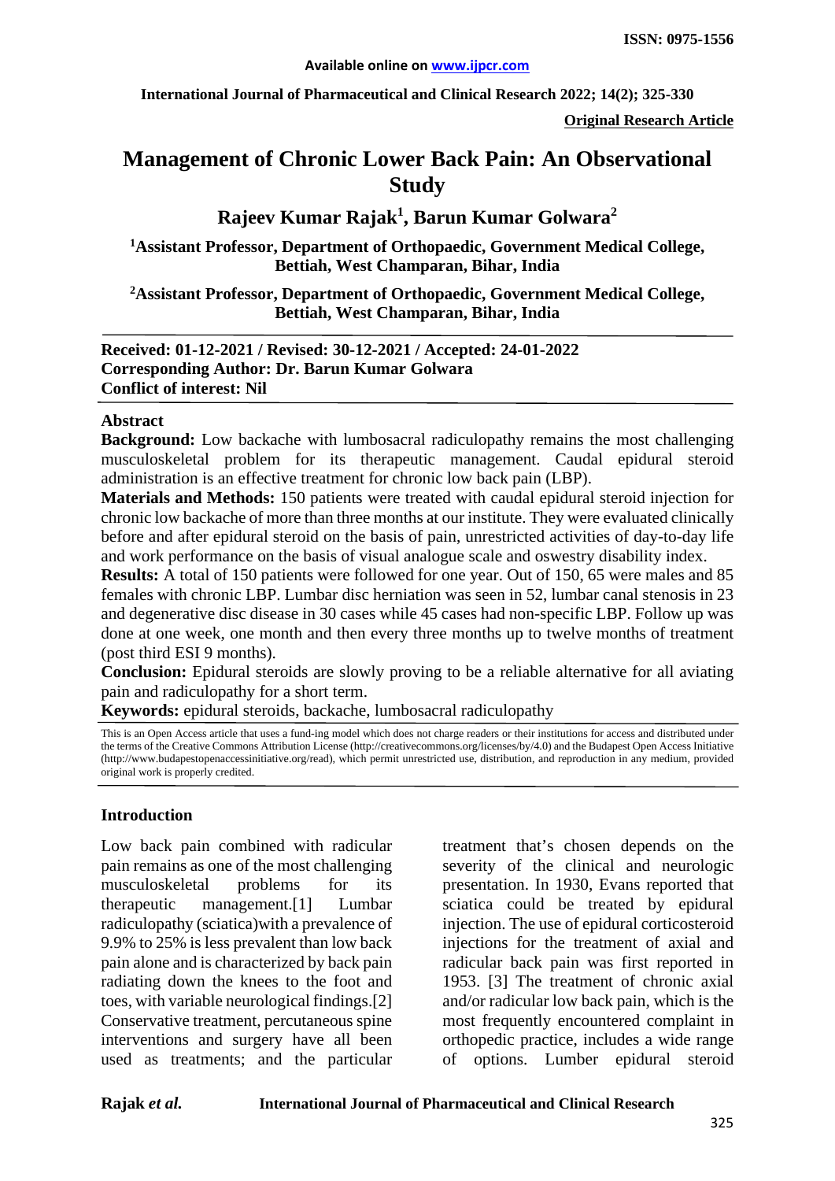**Original Research Article**

# Management of Chronic Lower Back Pain: An Observational Study

## Rajeev Kumar Rajak[1], Barun Kumar Golwara[2]

[1]Assistant Professor, Department of Orthopaedic, Government Medical College, Bettiah, West Champaran, Bihar, India

[2]Assistant Professor, Department of Orthopaedic, Government Medical College, Bettiah, West Champaran, Bihar, India

**Received: 01-12-2021 / Revised: 30-12-2021 / Accepted: 24-01-2022**
**Corresponding Author: Dr. Barun Kumar Golwara**
**Conflict of interest: Nil**

### Abstract

**Background:** Low backache with lumbosacral radiculopathy remains the most challenging musculoskeletal problem for its therapeutic management. Caudal epidural steroid administration is an effective treatment for chronic low back pain (LBP).

**Materials and Methods:** 150 patients were treated with caudal epidural steroid injection for chronic low backache of more than three months at our institute. They were evaluated clinically before and after epidural steroid on the basis of pain, unrestricted activities of day-to-day life and work performance on the basis of visual analogue scale and oswestry disability index.

**Results:** A total of 150 patients were followed for one year. Out of 150, 65 were males and 85 females with chronic LBP. Lumbar disc herniation was seen in 52, lumbar canal stenosis in 23 and degenerative disc disease in 30 cases while 45 cases had non-specific LBP. Follow up was done at one week, one month and then every three months up to twelve months of treatment (post third ESI 9 months).

**Conclusion:** Epidural steroids are slowly proving to be a reliable alternative for all aviating pain and radiculopathy for a short term.

**Keywords:** epidural steroids, backache, lumbosacral radiculopathy

This is an Open Access article that uses a fund-ing model which does not charge readers or their institutions for access and distributed under the terms of the Creative Commons Attribution License (http://creativecommons.org/licenses/by/4.0) and the Budapest Open Access Initiative (http://www.budapestopenaccessinitiative.org/read), which permit unrestricted use, distribution, and reproduction in any medium, provided original work is properly credited.

### Introduction

Low back pain combined with radicular pain remains as one of the most challenging musculoskeletal problems for its therapeutic management.[1] Lumbar radiculopathy (sciatica)with a prevalence of 9.9% to 25% is less prevalent than low back pain alone and is characterized by back pain radiating down the knees to the foot and toes, with variable neurological findings.[2] Conservative treatment, percutaneous spine interventions and surgery have all been used as treatments; and the particular treatment that's chosen depends on the severity of the clinical and neurologic presentation. In 1930, Evans reported that sciatica could be treated by epidural injection. The use of epidural corticosteroid injections for the treatment of axial and radicular back pain was first reported in 1953. [3] The treatment of chronic axial and/or radicular low back pain, which is the most frequently encountered complaint in orthopedic practice, includes a wide range of options. Lumber epidural steroid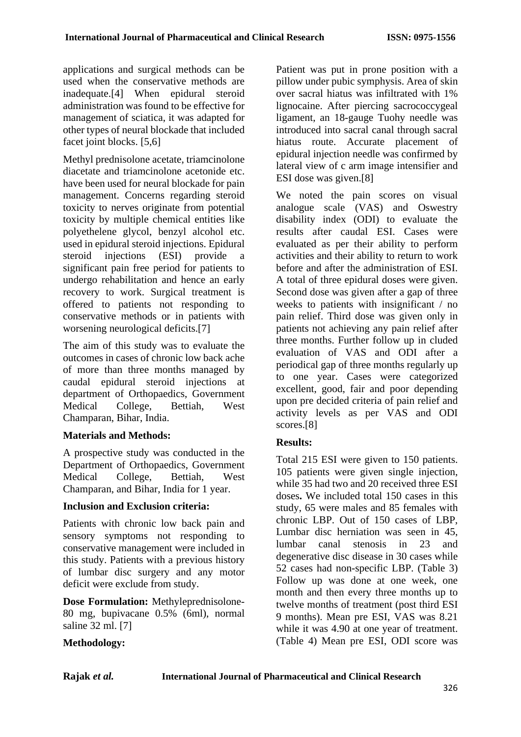applications and surgical methods can be used when the conservative methods are inadequate.[4] When epidural steroid administration was found to be effective for management of sciatica, it was adapted for other types of neural blockade that included facet joint blocks. [5,6]

Methyl prednisolone acetate, triamcinolone diacetate and triamcinolone acetonide etc. have been used for neural blockade for pain management. Concerns regarding steroid toxicity to nerves originate from potential toxicity by multiple chemical entities like polyethelene glycol, benzyl alcohol etc. used in epidural steroid injections. Epidural steroid injections (ESI) provide a significant pain free period for patients to undergo rehabilitation and hence an early recovery to work. Surgical treatment is offered to patients not responding to conservative methods or in patients with worsening neurological deficits.[7]

The aim of this study was to evaluate the outcomes in cases of chronic low back ache of more than three months managed by caudal epidural steroid injections at department of Orthopaedics, Government Medical College, Bettiah, West Champaran, Bihar, India.

**Materials and Methods:**

A prospective study was conducted in the Department of Orthopaedics, Government Medical College, Bettiah, West Champaran, and Bihar, India for 1 year.

**Inclusion and Exclusion criteria:**

Patients with chronic low back pain and sensory symptoms not responding to conservative management were included in this study. Patients with a previous history of lumbar disc surgery and any motor deficit were exclude from study.

**Dose Formulation:** Methyleprednisolone-80 mg, bupivacane 0.5% (6ml), normal saline 32 ml. [7]

**Methodology:**

Patient was put in prone position with a pillow under pubic symphysis. Area of skin over sacral hiatus was infiltrated with 1% lignocaine. After piercing sacrococcygeal ligament, an 18-gauge Tuohy needle was introduced into sacral canal through sacral hiatus route. Accurate placement of epidural injection needle was confirmed by lateral view of c arm image intensifier and ESI dose was given.[8]

We noted the pain scores on visual analogue scale (VAS) and Oswestry disability index (ODI) to evaluate the results after caudal ESI. Cases were evaluated as per their ability to perform activities and their ability to return to work before and after the administration of ESI. A total of three epidural doses were given. Second dose was given after a gap of three weeks to patients with insignificant / no pain relief. Third dose was given only in patients not achieving any pain relief after three months. Further follow up in cluded evaluation of VAS and ODI after a periodical gap of three months regularly up to one year. Cases were categorized excellent, good, fair and poor depending upon pre decided criteria of pain relief and activity levels as per VAS and ODI scores.[8]

**Results:**

Total 215 ESI were given to 150 patients. 105 patients were given single injection, while 35 had two and 20 received three ESI doses**.** We included total 150 cases in this study, 65 were males and 85 females with chronic LBP. Out of 150 cases of LBP, Lumbar disc herniation was seen in 45, lumbar canal stenosis in 23 and degenerative disc disease in 30 cases while 52 cases had non-specific LBP. (Table 3) Follow up was done at one week, one month and then every three months up to twelve months of treatment (post third ESI 9 months). Mean pre ESI, VAS was 8.21 while it was 4.90 at one year of treatment. (Table 4) Mean pre ESI, ODI score was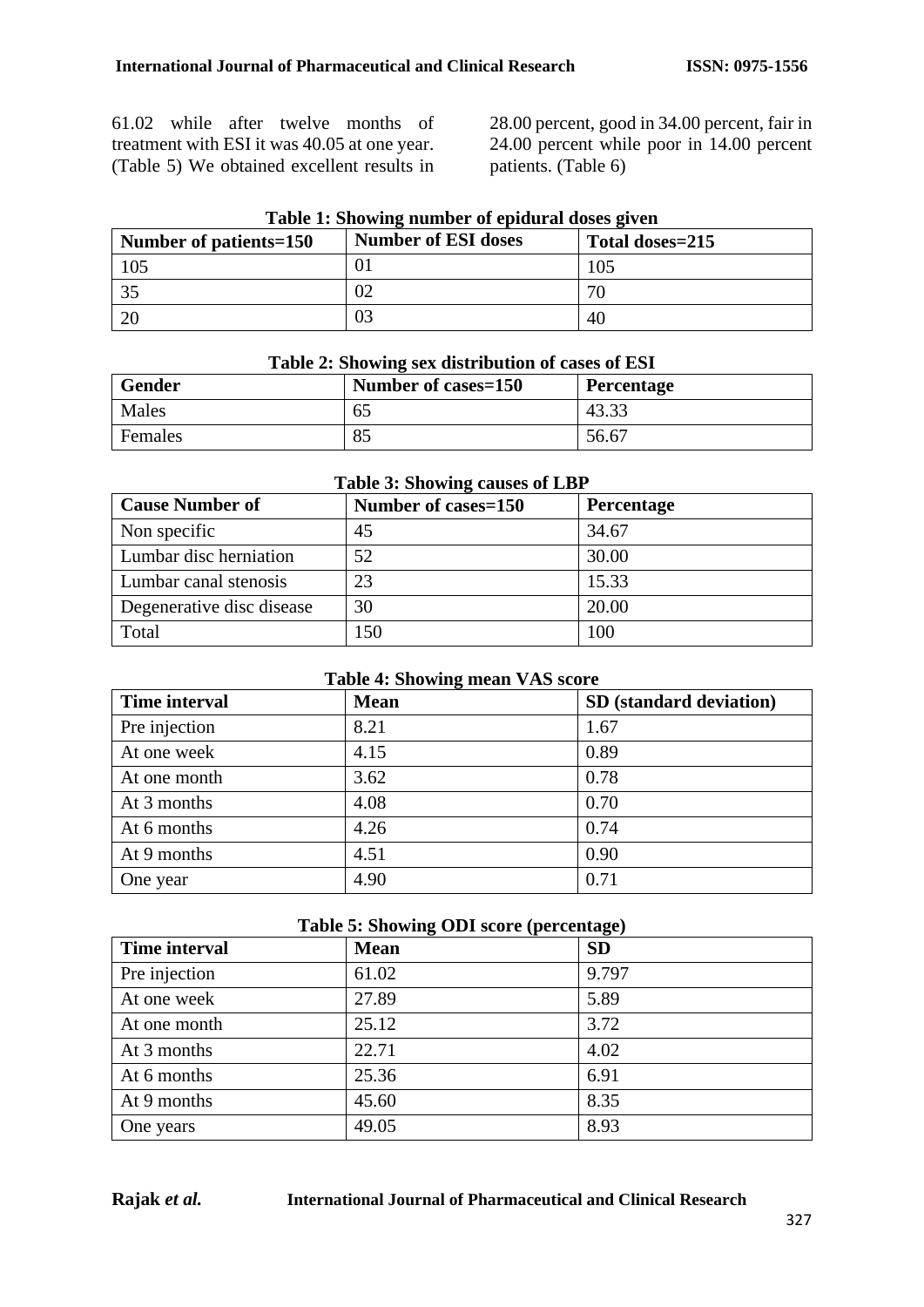61.02 while after twelve months of treatment with ESI it was 40.05 at one year. (Table 5) We obtained excellent results in 28.00 percent, good in 34.00 percent, fair in 24.00 percent while poor in 14.00 percent patients. (Table 6)

**Table 1: Showing number of epidural doses given**

| Number of patients=150 | Number of ESI doses | Total doses=215 |
|---|---|---|
| 105 | 01 | 105 |
| 35 | 02 | 70 |
| 20 | 03 | 40 |

**Table 2: Showing sex distribution of cases of ESI**

| Gender | Number of cases=150 | Percentage |
|---|---|---|
| Males | 65 | 43.33 |
| Females | 85 | 56.67 |

**Table 3: Showing causes of LBP**

| Cause Number of | Number of cases=150 | Percentage |
|---|---|---|
| Non specific | 45 | 34.67 |
| Lumbar disc herniation | 52 | 30.00 |
| Lumbar canal stenosis | 23 | 15.33 |
| Degenerative disc disease | 30 | 20.00 |
| Total | 150 | 100 |

**Table 4: Showing mean VAS score**

| Time interval | Mean | SD (standard deviation) |
|---|---|---|
| Pre injection | 8.21 | 1.67 |
| At one week | 4.15 | 0.89 |
| At one month | 3.62 | 0.78 |
| At 3 months | 4.08 | 0.70 |
| At 6 months | 4.26 | 0.74 |
| At 9 months | 4.51 | 0.90 |
| One year | 4.90 | 0.71 |

**Table 5: Showing ODI score (percentage)**

| Time interval | Mean | SD |
|---|---|---|
| Pre injection | 61.02 | 9.797 |
| At one week | 27.89 | 5.89 |
| At one month | 25.12 | 3.72 |
| At 3 months | 22.71 | 4.02 |
| At 6 months | 25.36 | 6.91 |
| At 9 months | 45.60 | 8.35 |
| One years | 49.05 | 8.93 |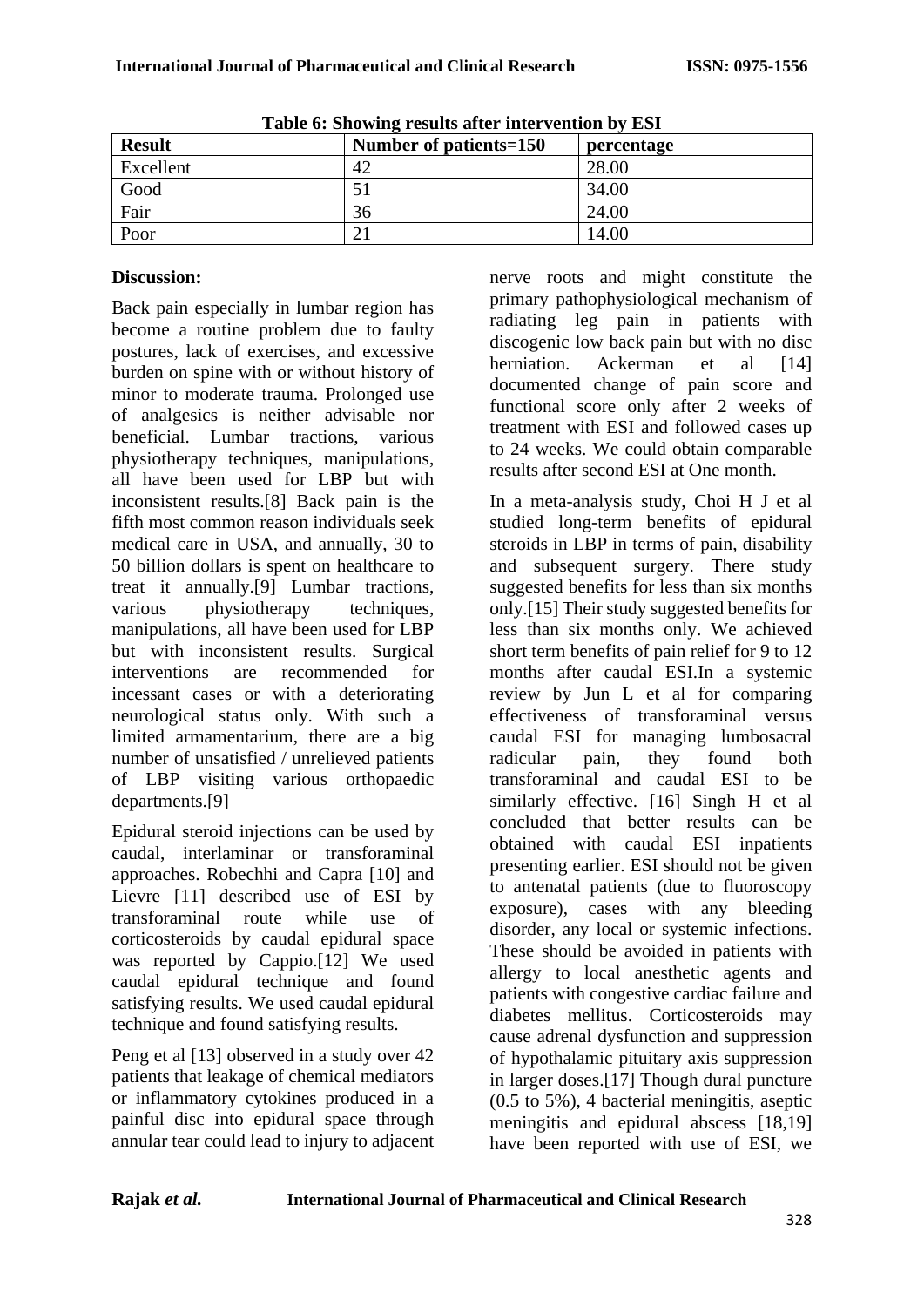**Table 6: Showing results after intervention by ESI**

| Result | Number of patients=150 | percentage |
|---|---|---|
| Excellent | 42 | 28.00 |
| Good | 51 | 34.00 |
| Fair | 36 | 24.00 |
| Poor | 21 | 14.00 |

**Discussion:**

Back pain especially in lumbar region has become a routine problem due to faulty postures, lack of exercises, and excessive burden on spine with or without history of minor to moderate trauma. Prolonged use of analgesics is neither advisable nor beneficial. Lumbar tractions, various physiotherapy techniques, manipulations, all have been used for LBP but with inconsistent results.[8] Back pain is the fifth most common reason individuals seek medical care in USA, and annually, 30 to 50 billion dollars is spent on healthcare to treat it annually.[9] Lumbar tractions, various physiotherapy techniques, manipulations, all have been used for LBP but with inconsistent results. Surgical interventions are recommended for incessant cases or with a deteriorating neurological status only. With such a limited armamentarium, there are a big number of unsatisfied / unrelieved patients of LBP visiting various orthopaedic departments.[9]

Epidural steroid injections can be used by caudal, interlaminar or transforaminal approaches. Robechhi and Capra [10] and Lievre [11] described use of ESI by transforaminal route while use of corticosteroids by caudal epidural space was reported by Cappio.[12] We used caudal epidural technique and found satisfying results. We used caudal epidural technique and found satisfying results.

Peng et al [13] observed in a study over 42 patients that leakage of chemical mediators or inflammatory cytokines produced in a painful disc into epidural space through annular tear could lead to injury to adjacent nerve roots and might constitute the primary pathophysiological mechanism of radiating leg pain in patients with discogenic low back pain but with no disc herniation. Ackerman et al [14] documented change of pain score and functional score only after 2 weeks of treatment with ESI and followed cases up to 24 weeks. We could obtain comparable results after second ESI at One month.

In a meta-analysis study, Choi H J et al studied long-term benefits of epidural steroids in LBP in terms of pain, disability and subsequent surgery. There study suggested benefits for less than six months only.[15] Their study suggested benefits for less than six months only. We achieved short term benefits of pain relief for 9 to 12 months after caudal ESI.In a systemic review by Jun L et al for comparing effectiveness of transforaminal versus caudal ESI for managing lumbosacral radicular pain, they found both transforaminal and caudal ESI to be similarly effective. [16] Singh H et al concluded that better results can be obtained with caudal ESI inpatients presenting earlier. ESI should not be given to antenatal patients (due to fluoroscopy exposure), cases with any bleeding disorder, any local or systemic infections. These should be avoided in patients with allergy to local anesthetic agents and patients with congestive cardiac failure and diabetes mellitus. Corticosteroids may cause adrenal dysfunction and suppression of hypothalamic pituitary axis suppression in larger doses.[17] Though dural puncture (0.5 to 5%), 4 bacterial meningitis, aseptic meningitis and epidural abscess [18,19] have been reported with use of ESI, we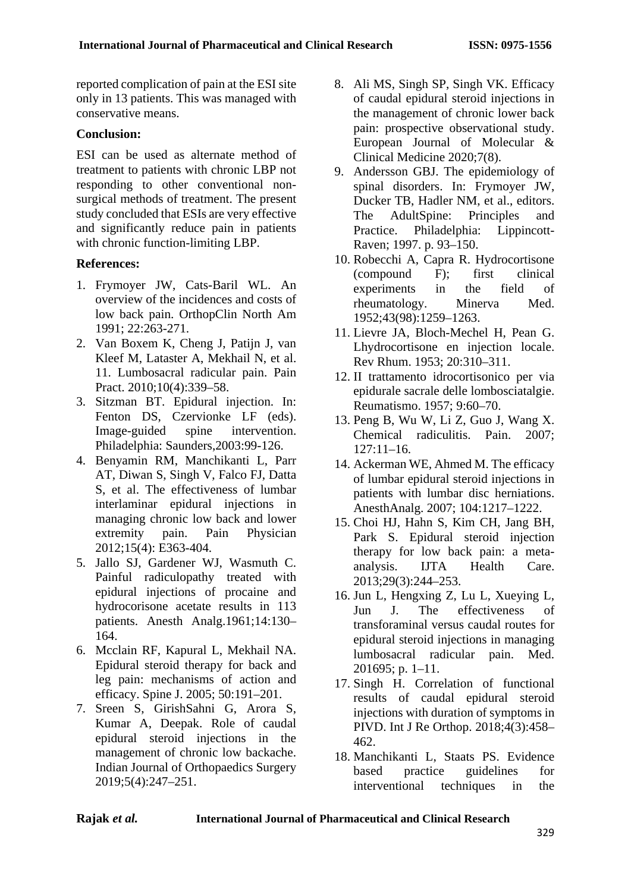reported complication of pain at the ESI site only in 13 patients. This was managed with conservative means.

## Conclusion:

ESI can be used as alternate method of treatment to patients with chronic LBP not responding to other conventional non-surgical methods of treatment. The present study concluded that ESIs are very effective and significantly reduce pain in patients with chronic function-limiting LBP.

## References:

1. Frymoyer JW, Cats-Baril WL. An overview of the incidences and costs of low back pain. OrthopClin North Am 1991; 22:263-271.
2. Van Boxem K, Cheng J, Patijn J, van Kleef M, Lataster A, Mekhail N, et al. 11. Lumbosacral radicular pain. Pain Pract. 2010;10(4):339–58.
3. Sitzman BT. Epidural injection. In: Fenton DS, Czervionke LF (eds). Image-guided spine intervention. Philadelphia: Saunders,2003:99-126.
4. Benyamin RM, Manchikanti L, Parr AT, Diwan S, Singh V, Falco FJ, Datta S, et al. The effectiveness of lumbar interlaminar epidural injections in managing chronic low back and lower extremity pain. Pain Physician 2012;15(4): E363-404.
5. Jallo SJ, Gardener WJ, Wasmuth C. Painful radiculopathy treated with epidural injections of procaine and hydrocorisone acetate results in 113 patients. Anesth Analg.1961;14:130–164.
6. Mcclain RF, Kapural L, Mekhail NA. Epidural steroid therapy for back and leg pain: mechanisms of action and efficacy. Spine J. 2005; 50:191–201.
7. Sreen S, GirishSahni G, Arora S, Kumar A, Deepak. Role of caudal epidural steroid injections in the management of chronic low backache. Indian Journal of Orthopaedics Surgery 2019;5(4):247–251.
8. Ali MS, Singh SP, Singh VK. Efficacy of caudal epidural steroid injections in the management of chronic lower back pain: prospective observational study. European Journal of Molecular & Clinical Medicine 2020;7(8).
9. Andersson GBJ. The epidemiology of spinal disorders. In: Frymoyer JW, Ducker TB, Hadler NM, et al., editors. The AdultSpine: Principles and Practice. Philadelphia: Lippincott-Raven; 1997. p. 93–150.
10. Robecchi A, Capra R. Hydrocortisone (compound F); first clinical experiments in the field of rheumatology. Minerva Med. 1952;43(98):1259–1263.
11. Lievre JA, Bloch-Mechel H, Pean G. Lhydrocortisone en injection locale. Rev Rhum. 1953; 20:310–311.
12. II trattamento idrocortisonico per via epidurale sacrale delle lombosciatalgie. Reumatismo. 1957; 9:60–70.
13. Peng B, Wu W, Li Z, Guo J, Wang X. Chemical radiculitis. Pain. 2007; 127:11–16.
14. Ackerman WE, Ahmed M. The efficacy of lumbar epidural steroid injections in patients with lumbar disc herniations. AnesthAnalg. 2007; 104:1217–1222.
15. Choi HJ, Hahn S, Kim CH, Jang BH, Park S. Epidural steroid injection therapy for low back pain: a meta-analysis. IJTA Health Care. 2013;29(3):244–253.
16. Jun L, Hengxing Z, Lu L, Xueying L, Jun J. The effectiveness of transforaminal versus caudal routes for epidural steroid injections in managing lumbosacral radicular pain. Med. 201695; p. 1–11.
17. Singh H. Correlation of functional results of caudal epidural steroid injections with duration of symptoms in PIVD. Int J Re Orthop. 2018;4(3):458–462.
18. Manchikanti L, Staats PS. Evidence based practice guidelines for interventional techniques in the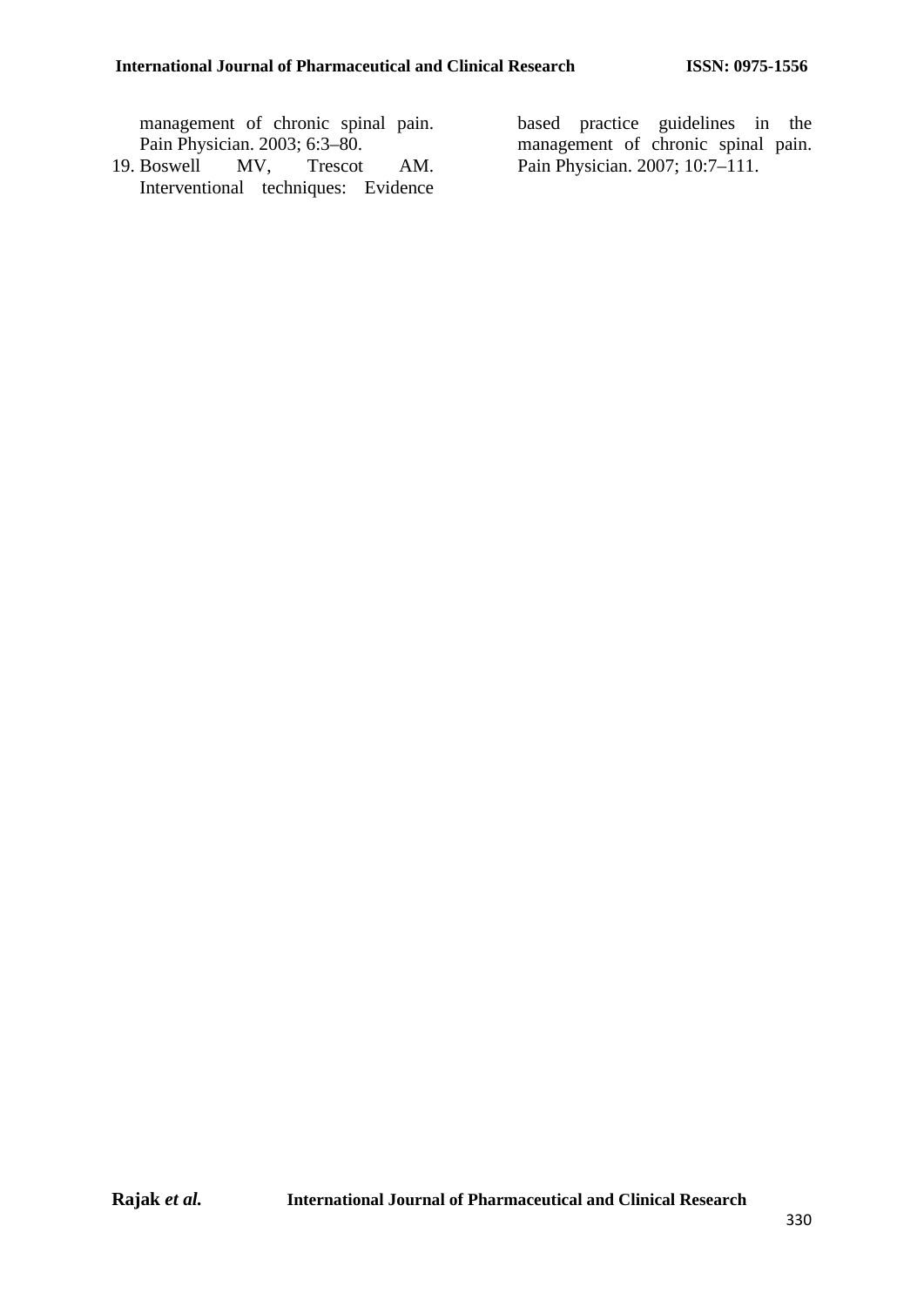management of chronic spinal pain. Pain Physician. 2003; 6:3–80.

19. Boswell MV, Trescot AM. Interventional techniques: Evidence based practice guidelines in the management of chronic spinal pain. Pain Physician. 2007; 10:7–111.